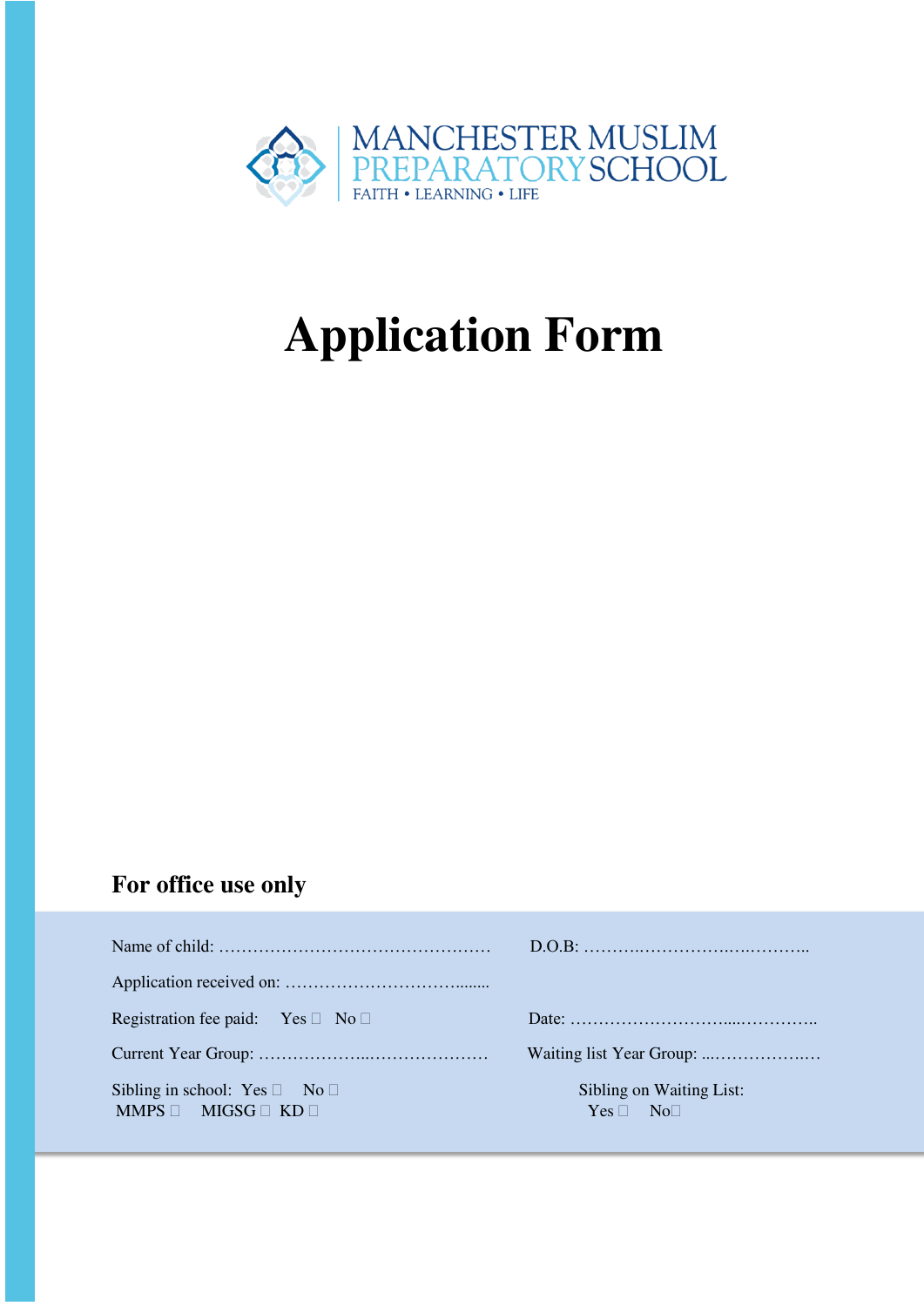MANCHESTER MUSLIM PREPARATORY SCHOOL

FAITH • LEARNING • LIFE

# Application Form

## For office use only

Name of child: ………………………………………… D.O.B: ……….…………….….………..

Application received on: ……………………………........

Registration fee paid: Yes ☐ No ☐ Date: ………………………....…………..

Current Year Group: ………………..………………… Waiting list Year Group: ...………………..…

Sibling in school: Yes ☐ No ☐
MMPS ☐ MIGSG ☐ KD ☐

Sibling on Waiting List:
Yes ☐ No☐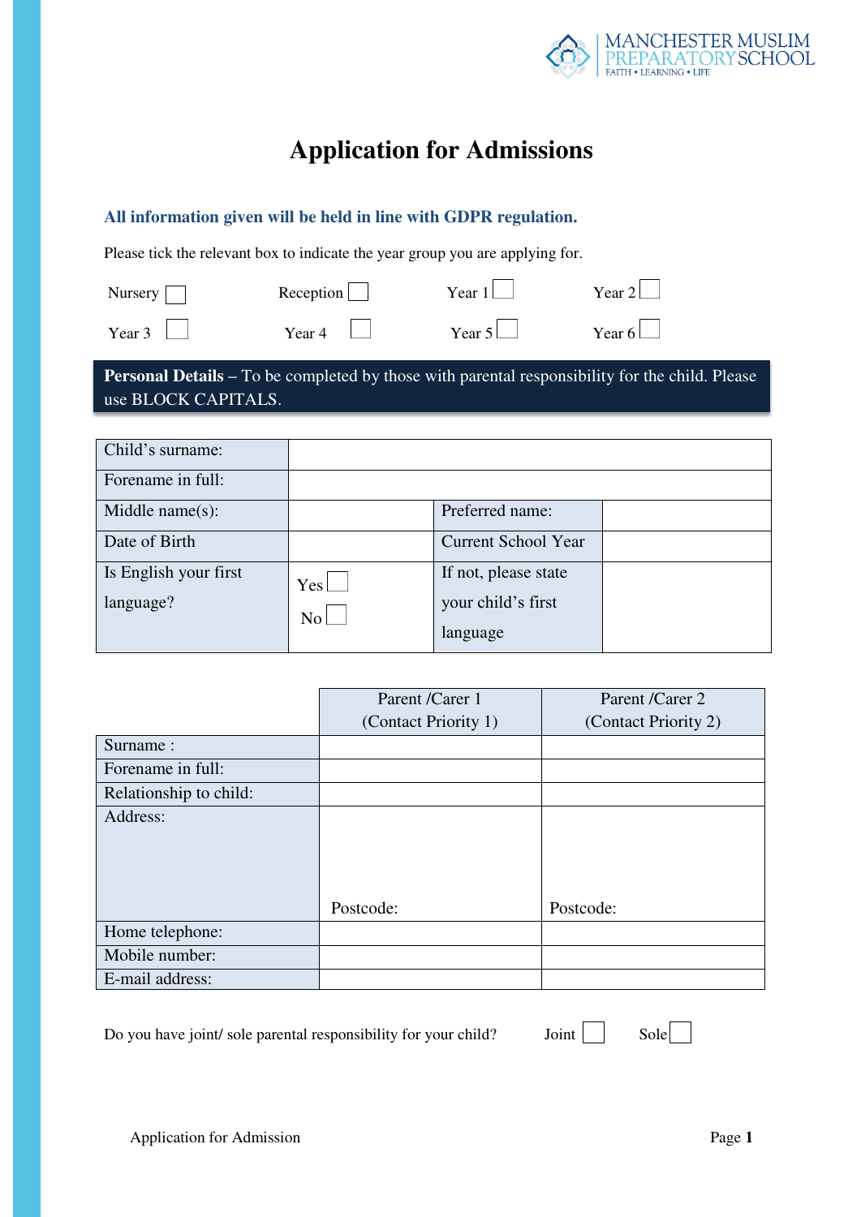MANCHESTER MUSLIM PREPARATORY SCHOOL
FAITH • LEARNING • LIFE

# Application for Admissions

**All information given will be held in line with GDPR regulation.**

Please tick the relevant box to indicate the year group you are applying for.

| | | | |
|---|---|---|---|
| Nursery ☐ | Reception ☐ | Year 1 ☐ | Year 2 ☐ |
| Year 3 ☐ | Year 4 ☐ | Year 5 ☐ | Year 6 ☐ |

**Personal Details** – To be completed by those with parental responsibility for the child. Please use BLOCK CAPITALS.

| | | | |
|---|---|---|---|
| Child's surname: | | | |
| Forename in full: | | | |
| Middle name(s): | | Preferred name: | |
| Date of Birth | | Current School Year | |
| Is English your first language? | Yes ☐ No ☐ | If not, please state your child's first language | |

| | Parent /Carer 1 (Contact Priority 1) | Parent /Carer 2 (Contact Priority 2) |
|---|---|---|
| Surname : | | |
| Forename in full: | | |
| Relationship to child: | | |
| Address: | Postcode: | Postcode: |
| Home telephone: | | |
| Mobile number: | | |
| E-mail address: | | |

Do you have joint/ sole parental responsibility for your child? Joint ☐ Sole ☐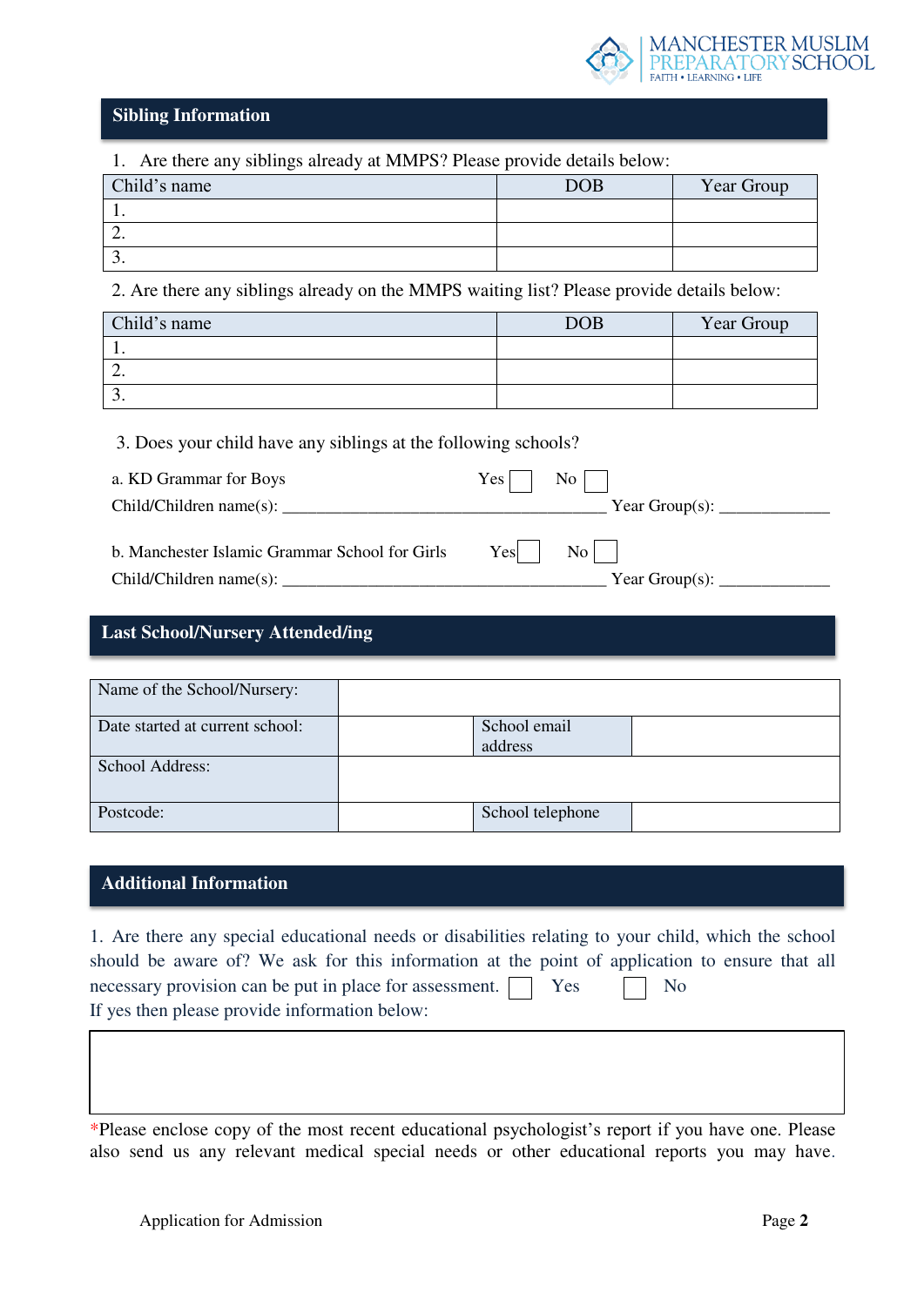## Sibling Information

1. Are there any siblings already at MMPS? Please provide details below:

| Child's name | DOB | Year Group |
|---|---|---|
| 1. | | |
| 2. | | |
| 3. | | |

2. Are there any siblings already on the MMPS waiting list? Please provide details below:

| Child's name | DOB | Year Group |
|---|---|---|
| 1. | | |
| 2. | | |
| 3. | | |

3. Does your child have any siblings at the following schools?

a. KD Grammar for Boys   Yes ☐   No ☐

Child/Children name(s): ______________________________________ Year Group(s): _____________

b. Manchester Islamic Grammar School for Girls   Yes ☐   No ☐

Child/Children name(s): ______________________________________ Year Group(s): _____________

## Last School/Nursery Attended/ing

| Name of the School/Nursery: | | | |
|---|---|---|---|
| Date started at current school: | | School email address | |
| School Address: | | | |
| Postcode: | | School telephone | |

## Additional Information

1. Are there any special educational needs or disabilities relating to your child, which the school should be aware of? We ask for this information at the point of application to ensure that all necessary provision can be put in place for assessment. ☐ Yes ☐ No

If yes then please provide information below:

| |
|---|
| |

*Please enclose copy of the most recent educational psychologist's report if you have one. Please also send us any relevant medical special needs or other educational reports you may have.

Application for Admission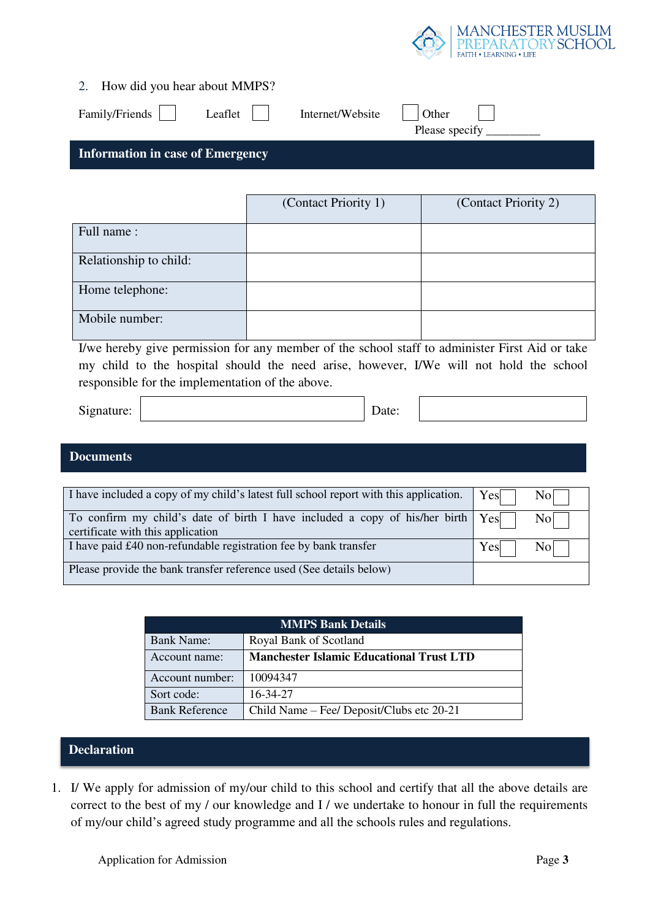2. How did you hear about MMPS?

Family/Friends ☐ Leaflet ☐ Internet/Website ☐ Other ☐
Please specify _________

## Information in case of Emergency

| | (Contact Priority 1) | (Contact Priority 2) |
|---|---|---|
| Full name : | | |
| Relationship to child: | | |
| Home telephone: | | |
| Mobile number: | | |

I/we hereby give permission for any member of the school staff to administer First Aid or take my child to the hospital should the need arise, however, I/We will not hold the school responsible for the implementation of the above.

Signature: ______________ Date: ______________

## Documents

| | |
|---|---|
| I have included a copy of my child's latest full school report with this application. | Yes ☐ No ☐ |
| To confirm my child's date of birth I have included a copy of his/her birth certificate with this application | Yes ☐ No ☐ |
| I have paid £40 non-refundable registration fee by bank transfer | Yes ☐ No ☐ |
| Please provide the bank transfer reference used (See details below) | |

| MMPS Bank Details | |
|---|---|
| Bank Name: | Royal Bank of Scotland |
| Account name: | **Manchester Islamic Educational Trust LTD** |
| Account number: | 10094347 |
| Sort code: | 16-34-27 |
| Bank Reference | Child Name – Fee/ Deposit/Clubs etc 20-21 |

## Declaration

1. I/ We apply for admission of my/our child to this school and certify that all the above details are correct to the best of my / our knowledge and I / we undertake to honour in full the requirements of my/our child's agreed study programme and all the schools rules and regulations.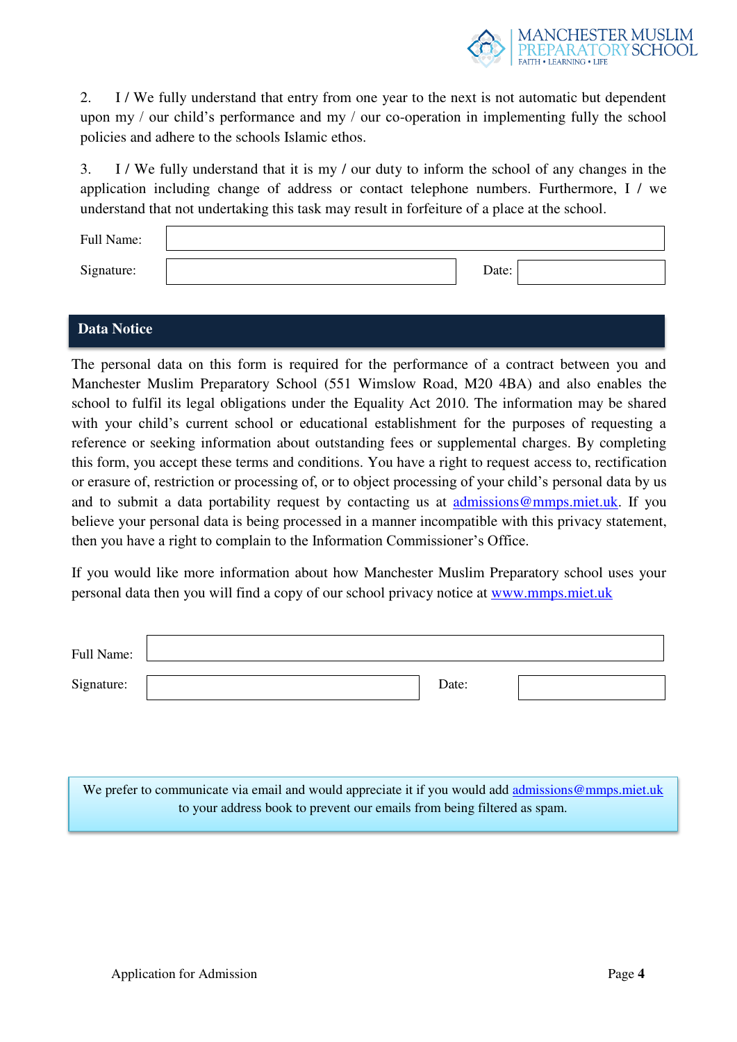2. I / We fully understand that entry from one year to the next is not automatic but dependent upon my / our child's performance and my / our co-operation in implementing fully the school policies and adhere to the schools Islamic ethos.

3. I / We fully understand that it is my / our duty to inform the school of any changes in the application including change of address or contact telephone numbers. Furthermore, I / we understand that not undertaking this task may result in forfeiture of a place at the school.

| | | | |
|---|---|---|---|
| Full Name: | | | |
| Signature: | | Date: | |

## Data Notice

The personal data on this form is required for the performance of a contract between you and Manchester Muslim Preparatory School (551 Wimslow Road, M20 4BA) and also enables the school to fulfil its legal obligations under the Equality Act 2010. The information may be shared with your child's current school or educational establishment for the purposes of requesting a reference or seeking information about outstanding fees or supplemental charges. By completing this form, you accept these terms and conditions. You have a right to request access to, rectification or erasure of, restriction or processing of, or to object processing of your child's personal data by us and to submit a data portability request by contacting us at admissions@mmps.miet.uk. If you believe your personal data is being processed in a manner incompatible with this privacy statement, then you have a right to complain to the Information Commissioner's Office.

If you would like more information about how Manchester Muslim Preparatory school uses your personal data then you will find a copy of our school privacy notice at www.mmps.miet.uk

| | | | |
|---|---|---|---|
| Full Name: | | | |
| Signature: | | Date: | |

We prefer to communicate via email and would appreciate it if you would add admissions@mmps.miet.uk to your address book to prevent our emails from being filtered as spam.